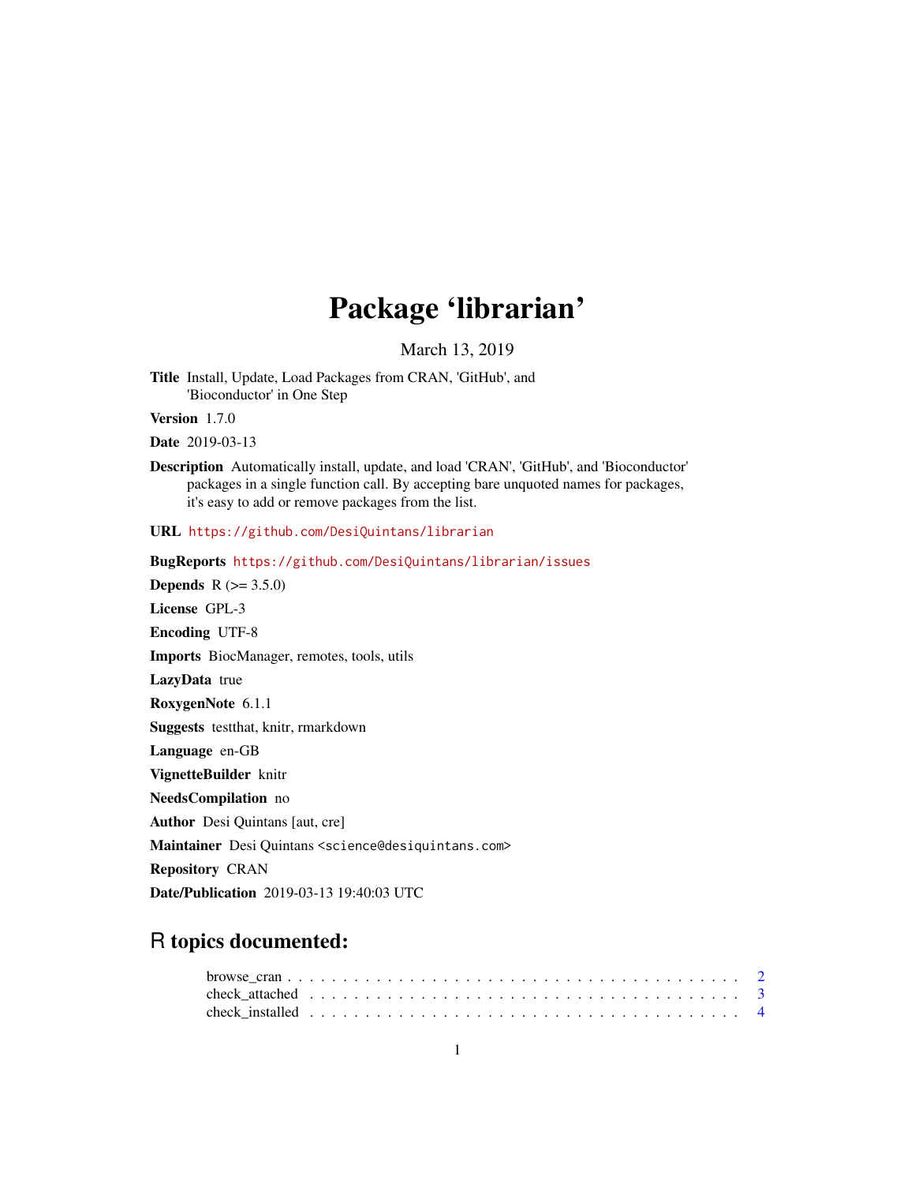# Package 'librarian'

March 13, 2019

**Title** Install, Update, Load Packages from CRAN, 'GitHub', and 'Bioconductor' in One Step

**Version** 1.7.0

**Date** 2019-03-13

**Description** Automatically install, update, and load 'CRAN', 'GitHub', and 'Bioconductor' packages in a single function call. By accepting bare unquoted names for packages, it's easy to add or remove packages from the list.

**URL** https://github.com/DesiQuintans/librarian

**BugReports** https://github.com/DesiQuintans/librarian/issues

**Depends** R (>= 3.5.0)

**License** GPL-3

**Encoding** UTF-8

**Imports** BiocManager, remotes, tools, utils

**LazyData** true

**RoxygenNote** 6.1.1

**Suggests** testthat, knitr, rmarkdown

**Language** en-GB

**VignetteBuilder** knitr

**NeedsCompilation** no

**Author** Desi Quintans [aut, cre]

**Maintainer** Desi Quintans <science@desiquintans.com>

**Repository** CRAN

**Date/Publication** 2019-03-13 19:40:03 UTC

## R topics documented:

browse_cran . . . . . . . . . . . . . . . . . . . . . . . . . . . . . . . . . . . . . . . . 2
check_attached . . . . . . . . . . . . . . . . . . . . . . . . . . . . . . . . . . . . . . . 3
check_installed . . . . . . . . . . . . . . . . . . . . . . . . . . . . . . . . . . . . . . 4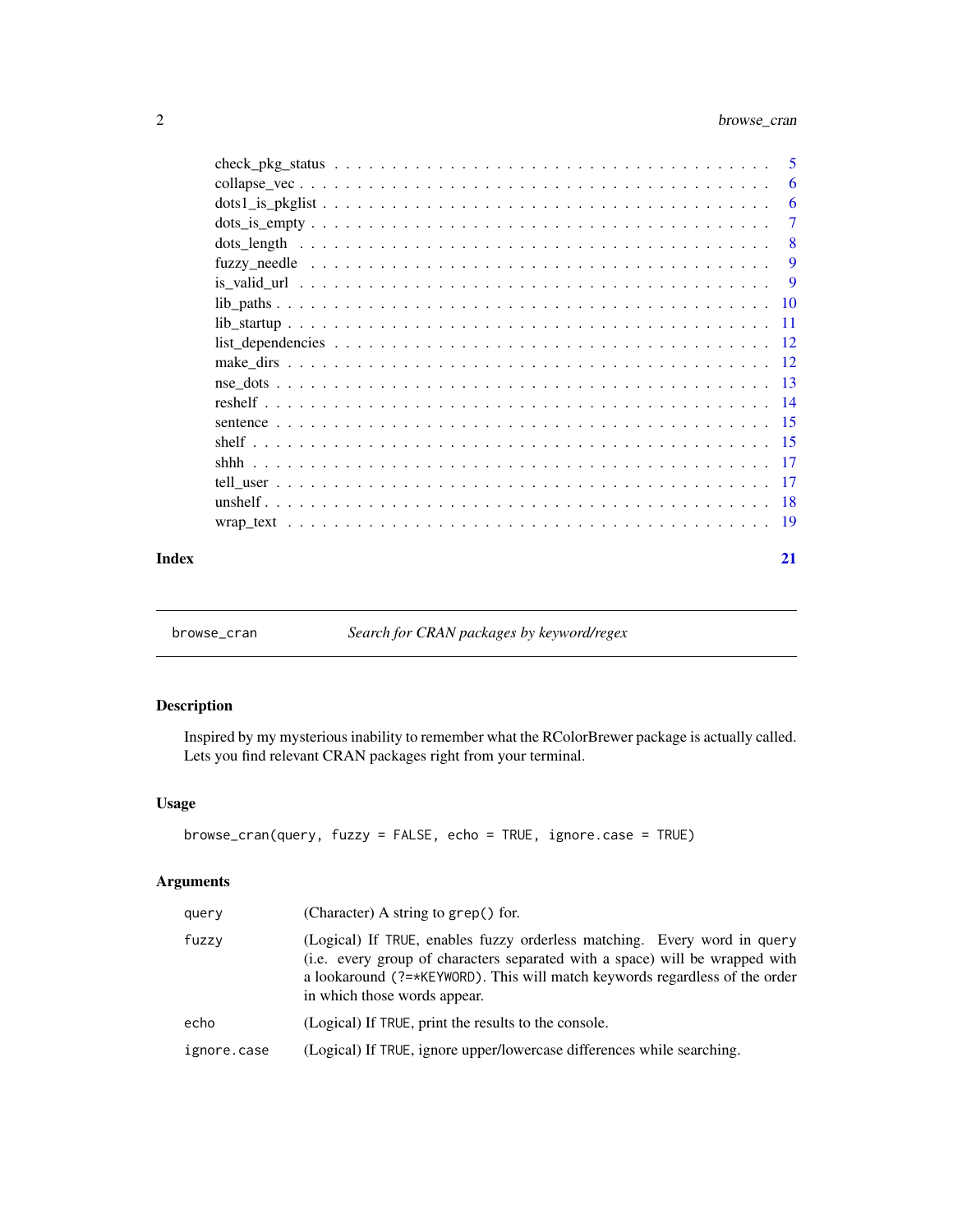check_pkg_status . . . . . . . . . . . . . . . . . . . . . . . . . . . . . . . . . . . . 5
collapse_vec . . . . . . . . . . . . . . . . . . . . . . . . . . . . . . . . . . . . . . 6
dots1_is_pkglist . . . . . . . . . . . . . . . . . . . . . . . . . . . . . . . . . . . . 6
dots_is_empty . . . . . . . . . . . . . . . . . . . . . . . . . . . . . . . . . . . . . 7
dots_length . . . . . . . . . . . . . . . . . . . . . . . . . . . . . . . . . . . . . . 8
fuzzy_needle . . . . . . . . . . . . . . . . . . . . . . . . . . . . . . . . . . . . . . 9
is_valid_url . . . . . . . . . . . . . . . . . . . . . . . . . . . . . . . . . . . . . . 9
lib_paths . . . . . . . . . . . . . . . . . . . . . . . . . . . . . . . . . . . . . . . 10
lib_startup . . . . . . . . . . . . . . . . . . . . . . . . . . . . . . . . . . . . . . 11
list_dependencies . . . . . . . . . . . . . . . . . . . . . . . . . . . . . . . . . . . 12
make_dirs . . . . . . . . . . . . . . . . . . . . . . . . . . . . . . . . . . . . . . . 12
nse_dots . . . . . . . . . . . . . . . . . . . . . . . . . . . . . . . . . . . . . . . . 13
reshelf . . . . . . . . . . . . . . . . . . . . . . . . . . . . . . . . . . . . . . . . 14
sentence . . . . . . . . . . . . . . . . . . . . . . . . . . . . . . . . . . . . . . . . 15
shelf . . . . . . . . . . . . . . . . . . . . . . . . . . . . . . . . . . . . . . . . . . 15
shhh . . . . . . . . . . . . . . . . . . . . . . . . . . . . . . . . . . . . . . . . . . 17
tell_user . . . . . . . . . . . . . . . . . . . . . . . . . . . . . . . . . . . . . . . . 17
unshelf . . . . . . . . . . . . . . . . . . . . . . . . . . . . . . . . . . . . . . . . . 18
wrap_text . . . . . . . . . . . . . . . . . . . . . . . . . . . . . . . . . . . . . . . . 19

**Index** **21**

---

`browse_cran` *Search for CRAN packages by keyword/regex*

---

### Description

Inspired by my mysterious inability to remember what the RColorBrewer package is actually called. Lets you find relevant CRAN packages right from your terminal.

### Usage

```
browse_cran(query, fuzzy = FALSE, echo = TRUE, ignore.case = TRUE)
```

### Arguments

| | |
|---|---|
| `query` | (Character) A string to `grep()` for. |
| `fuzzy` | (Logical) If `TRUE`, enables fuzzy orderless matching. Every word in `query` (i.e. every group of characters separated with a space) will be wrapped with a lookaround `(?=*KEYWORD)`. This will match keywords regardless of the order in which those words appear. |
| `echo` | (Logical) If `TRUE`, print the results to the console. |
| `ignore.case` | (Logical) If `TRUE`, ignore upper/lowercase differences while searching. |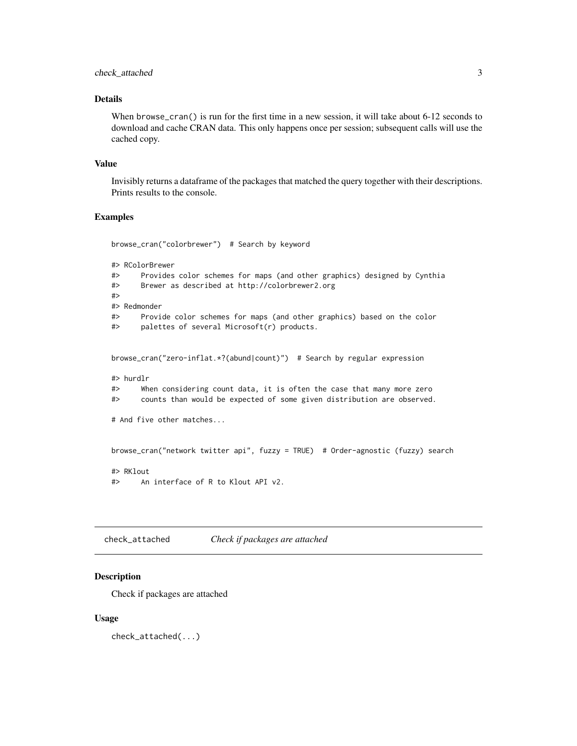### Details

When `browse_cran()` is run for the first time in a new session, it will take about 6-12 seconds to download and cache CRAN data. This only happens once per session; subsequent calls will use the cached copy.

### Value

Invisibly returns a dataframe of the packages that matched the query together with their descriptions. Prints results to the console.

### Examples

```
browse_cran("colorbrewer")  # Search by keyword

#> RColorBrewer
#>     Provides color schemes for maps (and other graphics) designed by Cynthia
#>     Brewer as described at http://colorbrewer2.org
#>
#> Redmonder
#>     Provide color schemes for maps (and other graphics) based on the color
#>     palettes of several Microsoft(r) products.


browse_cran("zero-inflat.*?(abund|count)")  # Search by regular expression

#> hurdlr
#>     When considering count data, it is often the case that many more zero
#>     counts than would be expected of some given distribution are observed.

# And five other matches...


browse_cran("network twitter api", fuzzy = TRUE)  # Order-agnostic (fuzzy) search

#> RKlout
#>     An interface of R to Klout API v2.
```

## check_attached — *Check if packages are attached*

### Description

Check if packages are attached

### Usage

```
check_attached(...)
```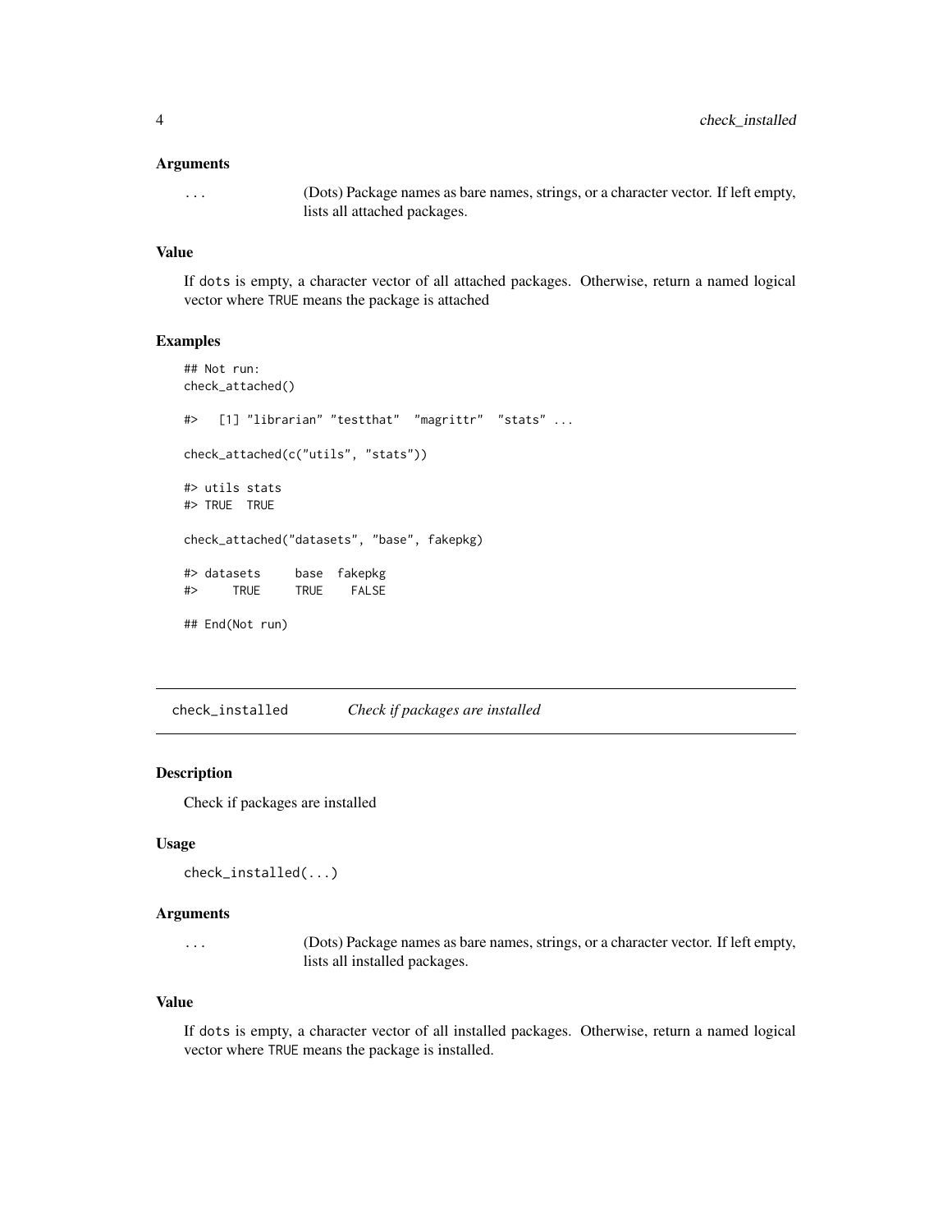### Arguments

`...` (Dots) Package names as bare names, strings, or a character vector. If left empty, lists all attached packages.

### Value

If `dots` is empty, a character vector of all attached packages. Otherwise, return a named logical vector where `TRUE` means the package is attached

### Examples

```
## Not run:
check_attached()

#>   [1] "librarian" "testthat"  "magrittr"  "stats" ...

check_attached(c("utils", "stats"))

#> utils stats
#> TRUE  TRUE

check_attached("datasets", "base", fakepkg)

#> datasets     base  fakepkg
#>     TRUE     TRUE    FALSE

## End(Not run)
```

---

## check_installed — *Check if packages are installed*

### Description

Check if packages are installed

### Usage

```
check_installed(...)
```

### Arguments

`...` (Dots) Package names as bare names, strings, or a character vector. If left empty, lists all installed packages.

### Value

If `dots` is empty, a character vector of all installed packages. Otherwise, return a named logical vector where `TRUE` means the package is installed.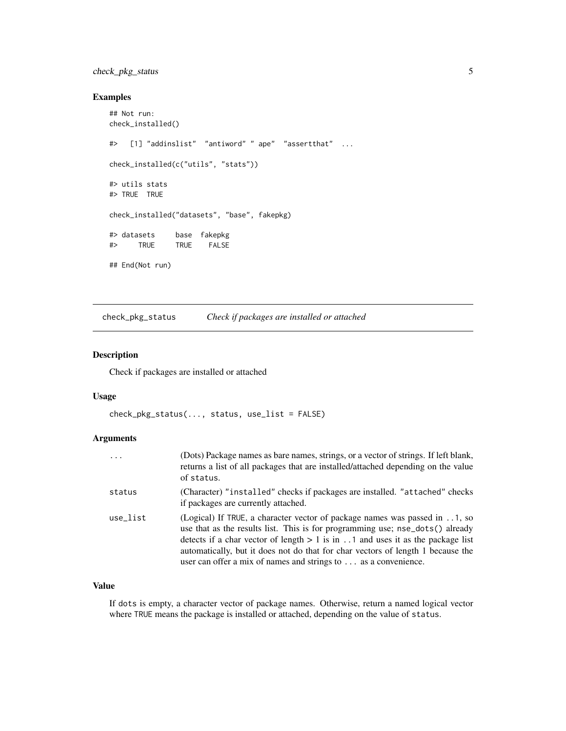### Examples

```
## Not run:
check_installed()

#>   [1] "addinslist"  "antiword" " ape"  "assertthat"  ...

check_installed(c("utils", "stats"))

#> utils stats
#> TRUE  TRUE

check_installed("datasets", "base", fakepkg)

#> datasets     base  fakepkg
#>     TRUE     TRUE    FALSE

## End(Not run)
```

---

## check_pkg_status    *Check if packages are installed or attached*

### Description

Check if packages are installed or attached

### Usage

```
check_pkg_status(..., status, use_list = FALSE)
```

### Arguments

| | |
|---|---|
| `...` | (Dots) Package names as bare names, strings, or a vector of strings. If left blank, returns a list of all packages that are installed/attached depending on the value of `status`. |
| `status` | (Character) `"installed"` checks if packages are installed. `"attached"` checks if packages are currently attached. |
| `use_list` | (Logical) If `TRUE`, a character vector of package names was passed in `..1`, so use that as the results list. This is for programming use; `nse_dots()` already detects if a char vector of length > 1 is in `..1` and uses it as the package list automatically, but it does not do that for char vectors of length 1 because the user can offer a mix of names and strings to `...` as a convenience. |

### Value

If `dots` is empty, a character vector of package names. Otherwise, return a named logical vector where `TRUE` means the package is installed or attached, depending on the value of `status`.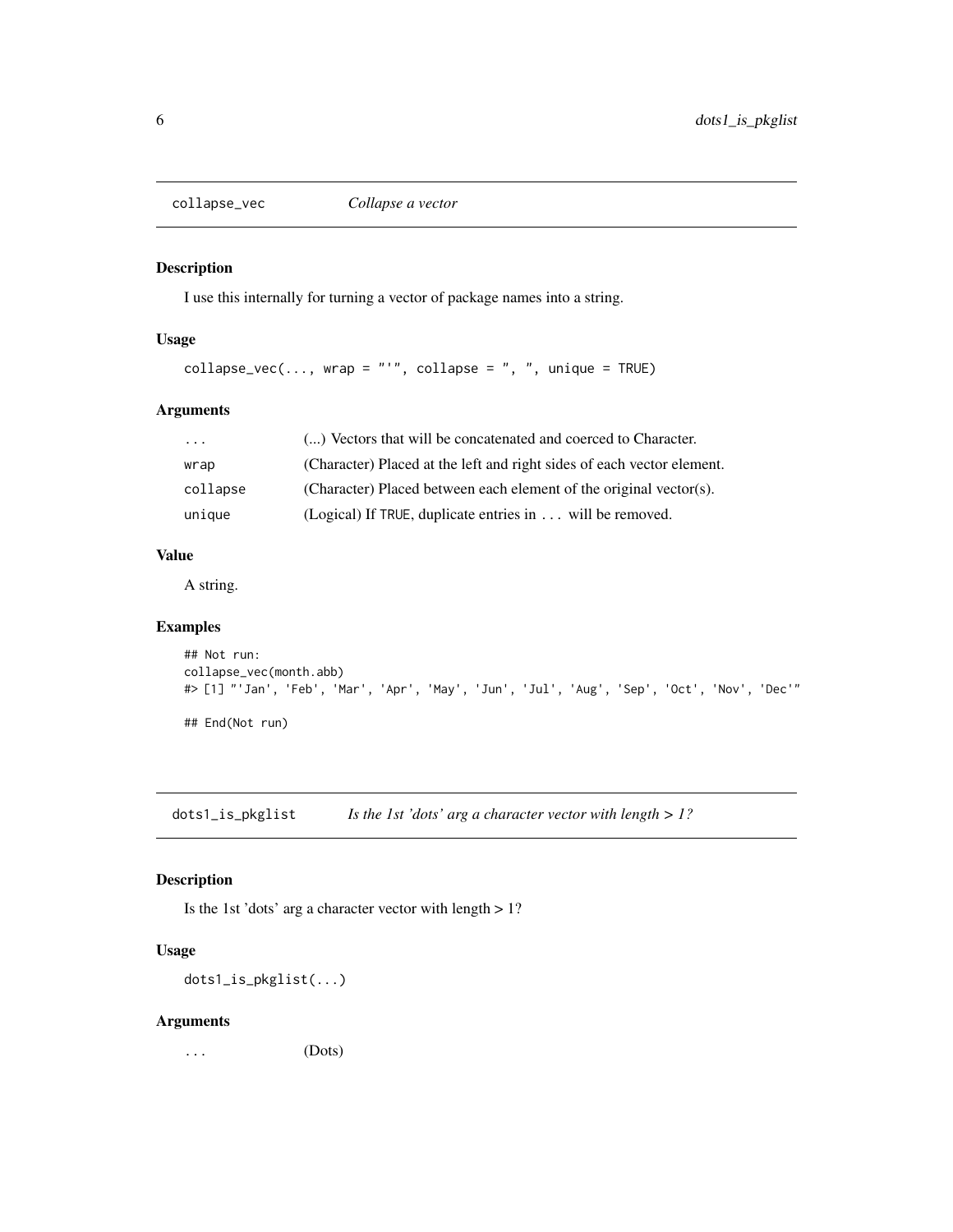## collapse_vec *Collapse a vector*

### Description

I use this internally for turning a vector of package names into a string.

### Usage

```
collapse_vec(..., wrap = "'", collapse = ", ", unique = TRUE)
```

### Arguments

| | |
|---|---|
| `...` | (...) Vectors that will be concatenated and coerced to Character. |
| `wrap` | (Character) Placed at the left and right sides of each vector element. |
| `collapse` | (Character) Placed between each element of the original vector(s). |
| `unique` | (Logical) If `TRUE`, duplicate entries in `...` will be removed. |

### Value

A string.

### Examples

```
## Not run:
collapse_vec(month.abb)
#> [1] "'Jan', 'Feb', 'Mar', 'Apr', 'May', 'Jun', 'Jul', 'Aug', 'Sep', 'Oct', 'Nov', 'Dec'"

## End(Not run)
```

## dots1_is_pkglist *Is the 1st 'dots' arg a character vector with length > 1?*

### Description

Is the 1st 'dots' arg a character vector with length > 1?

### Usage

```
dots1_is_pkglist(...)
```

### Arguments

| | |
|---|---|
| `...` | (Dots) |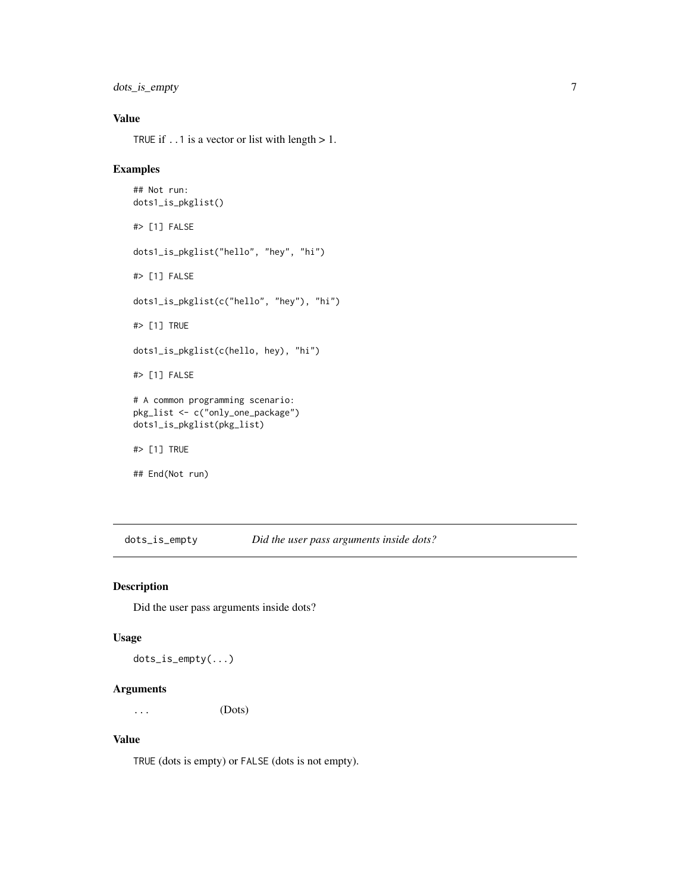### Value

`TRUE` if `..1` is a vector or list with length > 1.

### Examples

```
## Not run:
dots1_is_pkglist()

#> [1] FALSE

dots1_is_pkglist("hello", "hey", "hi")

#> [1] FALSE

dots1_is_pkglist(c("hello", "hey"), "hi")

#> [1] TRUE

dots1_is_pkglist(c(hello, hey), "hi")

#> [1] FALSE

# A common programming scenario:
pkg_list <- c("only_one_package")
dots1_is_pkglist(pkg_list)

#> [1] TRUE

## End(Not run)
```

---

## `dots_is_empty` *Did the user pass arguments inside dots?*

---

### Description

Did the user pass arguments inside dots?

### Usage

```
dots_is_empty(...)
```

### Arguments

| | |
|---|---|
| `...` | (Dots) |

### Value

`TRUE` (dots is empty) or `FALSE` (dots is not empty).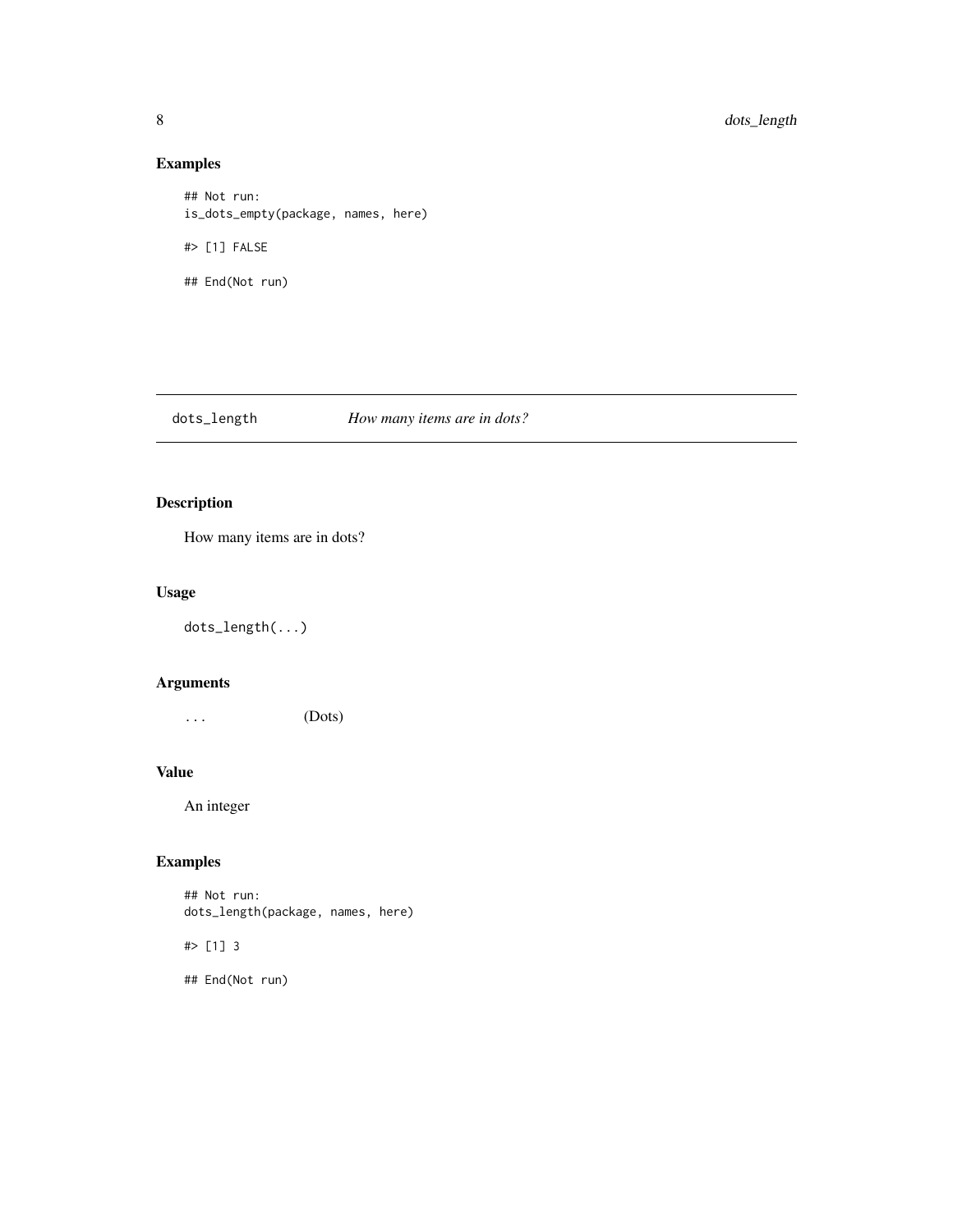### Examples

```
## Not run:
is_dots_empty(package, names, here)

#> [1] FALSE

## End(Not run)
```

## dots_length — *How many items are in dots?*

### Description

How many items are in dots?

### Usage

```
dots_length(...)
```

### Arguments

| | |
|---|---|
| `...` | (Dots) |

### Value

An integer

### Examples

```
## Not run:
dots_length(package, names, here)

#> [1] 3

## End(Not run)
```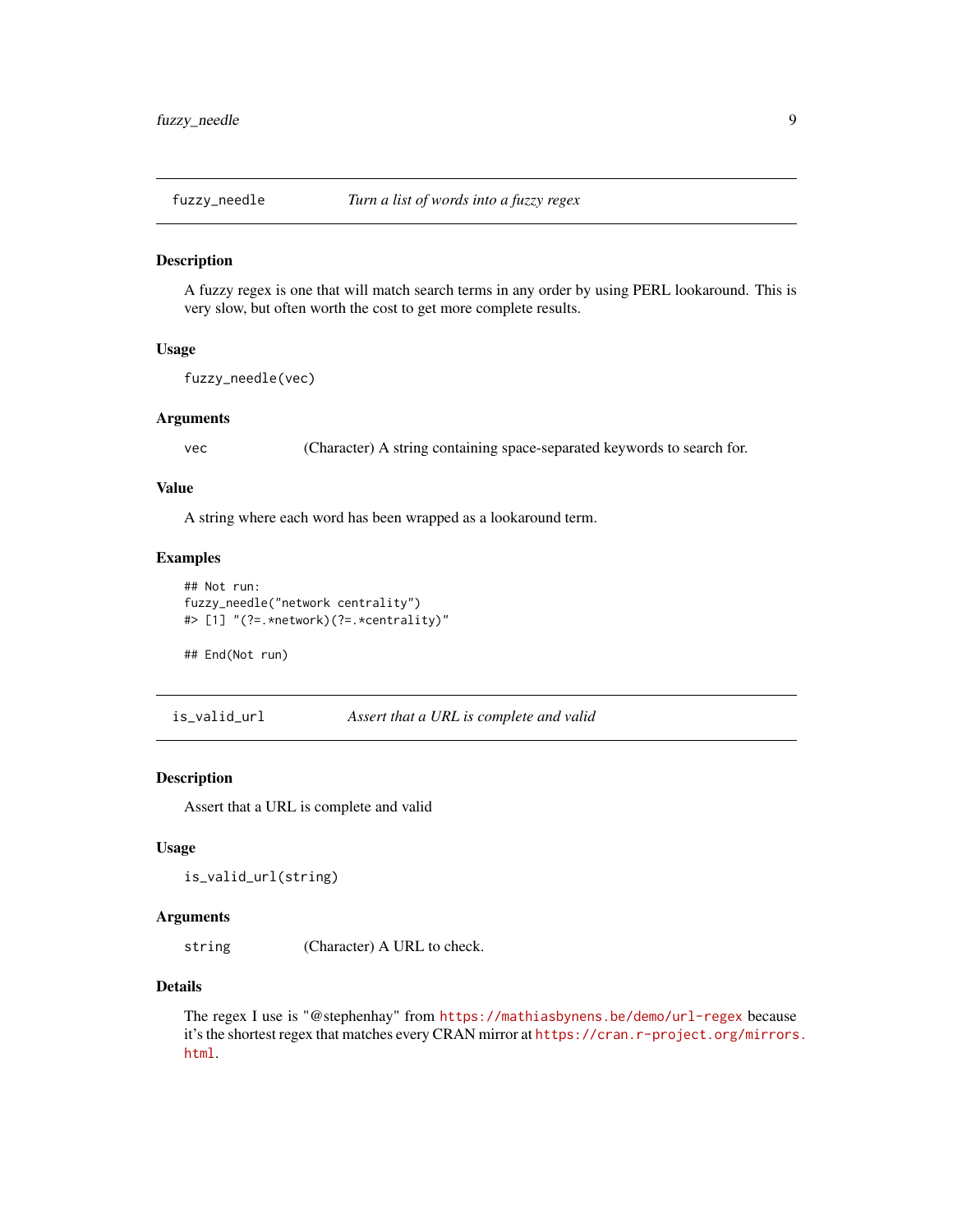## fuzzy_needle — *Turn a list of words into a fuzzy regex*

### Description

A fuzzy regex is one that will match search terms in any order by using PERL lookaround. This is very slow, but often worth the cost to get more complete results.

### Usage

```
fuzzy_needle(vec)
```

### Arguments

| | |
|---|---|
| `vec` | (Character) A string containing space-separated keywords to search for. |

### Value

A string where each word has been wrapped as a lookaround term.

### Examples

```
## Not run:
fuzzy_needle("network centrality")
#> [1] "(?=.*network)(?=.*centrality)"

## End(Not run)
```

## is_valid_url — *Assert that a URL is complete and valid*

### Description

Assert that a URL is complete and valid

### Usage

```
is_valid_url(string)
```

### Arguments

| | |
|---|---|
| `string` | (Character) A URL to check. |

### Details

The regex I use is "@stephenhay" from https://mathiasbynens.be/demo/url-regex because it's the shortest regex that matches every CRAN mirror at https://cran.r-project.org/mirrors.html.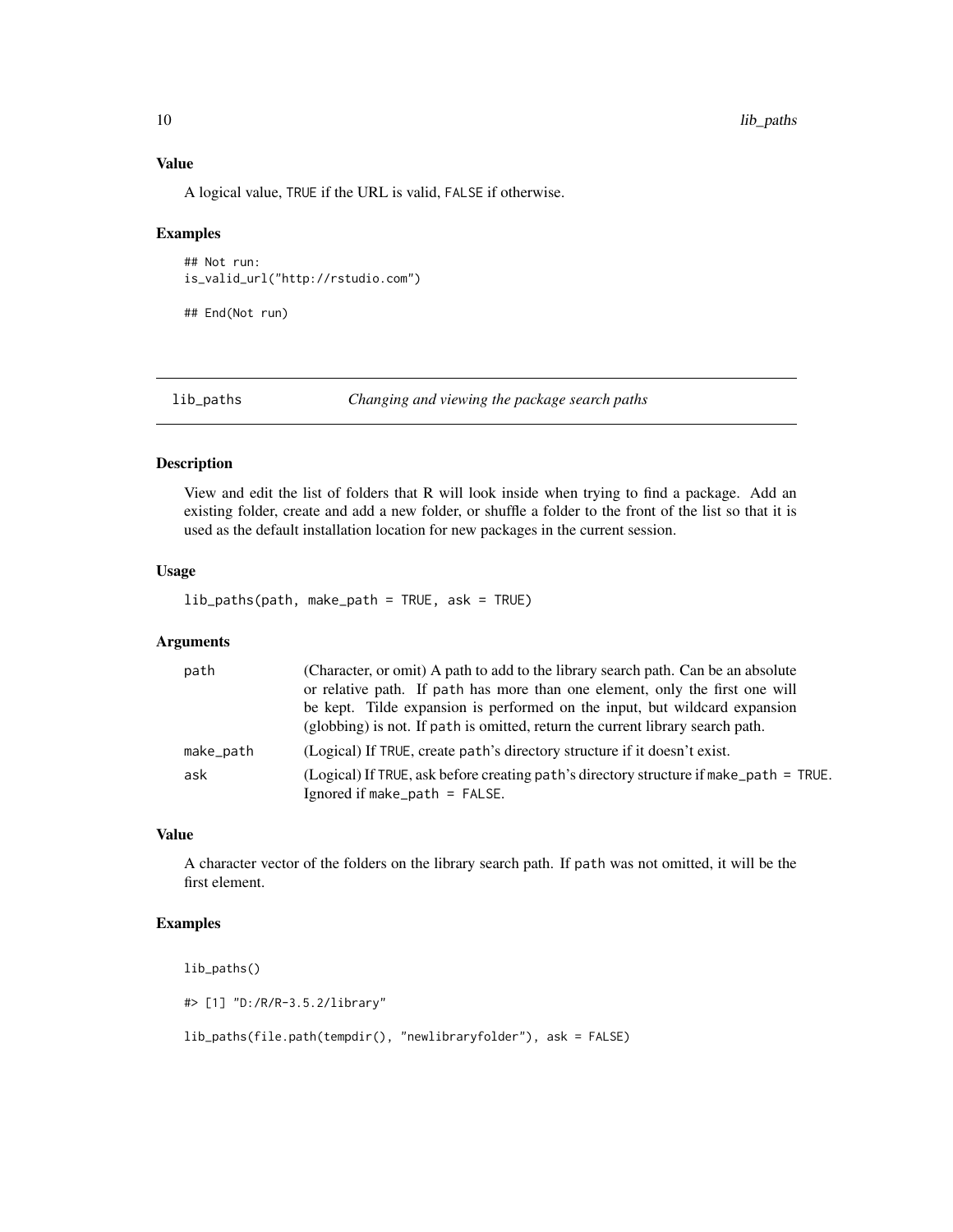### Value

A logical value, TRUE if the URL is valid, FALSE if otherwise.

### Examples

```
## Not run:
is_valid_url("http://rstudio.com")

## End(Not run)
```

---

## lib_paths — *Changing and viewing the package search paths*

---

### Description

View and edit the list of folders that R will look inside when trying to find a package. Add an existing folder, create and add a new folder, or shuffle a folder to the front of the list so that it is used as the default installation location for new packages in the current session.

### Usage

```
lib_paths(path, make_path = TRUE, ask = TRUE)
```

### Arguments

| | |
|---|---|
| path | (Character, or omit) A path to add to the library search path. Can be an absolute or relative path. If path has more than one element, only the first one will be kept. Tilde expansion is performed on the input, but wildcard expansion (globbing) is not. If path is omitted, return the current library search path. |
| make_path | (Logical) If TRUE, create path's directory structure if it doesn't exist. |
| ask | (Logical) If TRUE, ask before creating path's directory structure if make_path = TRUE. Ignored if make_path = FALSE. |

### Value

A character vector of the folders on the library search path. If path was not omitted, it will be the first element.

### Examples

```
lib_paths()

#> [1] "D:/R/R-3.5.2/library"

lib_paths(file.path(tempdir(), "newlibraryfolder"), ask = FALSE)
```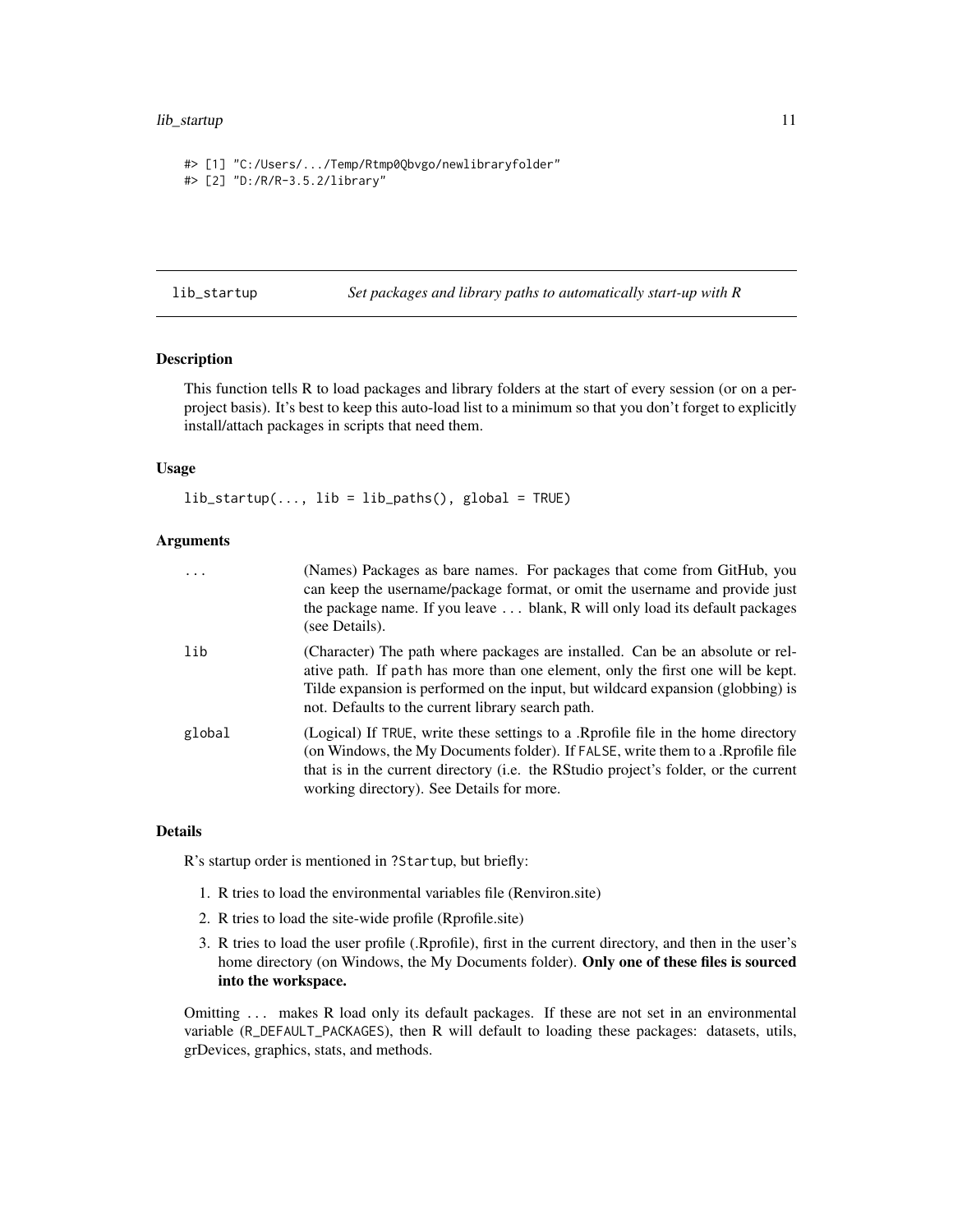```
#> [1] "C:/Users/.../Temp/Rtmp0Qbvgo/newlibraryfolder"
#> [2] "D:/R/R-3.5.2/library"
```

## lib_startup — *Set packages and library paths to automatically start-up with R*

### Description

This function tells R to load packages and library folders at the start of every session (or on a per-project basis). It's best to keep this auto-load list to a minimum so that you don't forget to explicitly install/attach packages in scripts that need them.

### Usage

```
lib_startup(..., lib = lib_paths(), global = TRUE)
```

### Arguments

| | |
|---|---|
| `...` | (Names) Packages as bare names. For packages that come from GitHub, you can keep the username/package format, or omit the username and provide just the package name. If you leave ... blank, R will only load its default packages (see Details). |
| `lib` | (Character) The path where packages are installed. Can be an absolute or relative path. If `path` has more than one element, only the first one will be kept. Tilde expansion is performed on the input, but wildcard expansion (globbing) is not. Defaults to the current library search path. |
| `global` | (Logical) If `TRUE`, write these settings to a .Rprofile file in the home directory (on Windows, the My Documents folder). If `FALSE`, write them to a .Rprofile file that is in the current directory (i.e. the RStudio project's folder, or the current working directory). See Details for more. |

### Details

R's startup order is mentioned in `?Startup`, but briefly:

1. R tries to load the environmental variables file (Renviron.site)
2. R tries to load the site-wide profile (Rprofile.site)
3. R tries to load the user profile (.Rprofile), first in the current directory, and then in the user's home directory (on Windows, the My Documents folder). **Only one of these files is sourced into the workspace.**

Omitting ... makes R load only its default packages. If these are not set in an environmental variable (`R_DEFAULT_PACKAGES`), then R will default to loading these packages: datasets, utils, grDevices, graphics, stats, and methods.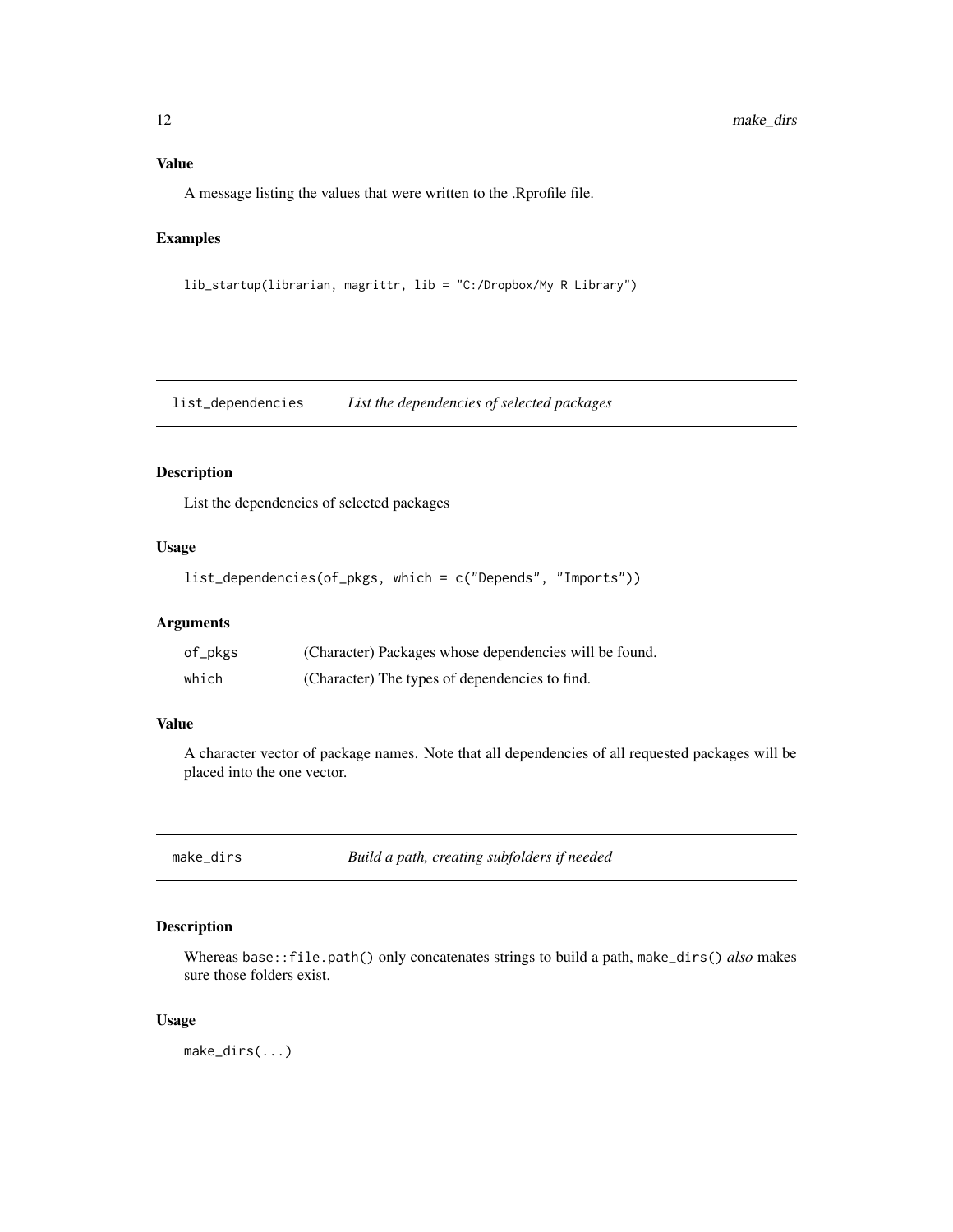### Value

A message listing the values that were written to the .Rprofile file.

### Examples

```
lib_startup(librarian, magrittr, lib = "C:/Dropbox/My R Library")
```

## list_dependencies *List the dependencies of selected packages*

### Description

List the dependencies of selected packages

### Usage

```
list_dependencies(of_pkgs, which = c("Depends", "Imports"))
```

### Arguments

| | |
|---|---|
| of_pkgs | (Character) Packages whose dependencies will be found. |
| which | (Character) The types of dependencies to find. |

### Value

A character vector of package names. Note that all dependencies of all requested packages will be placed into the one vector.

## make_dirs *Build a path, creating subfolders if needed*

### Description

Whereas `base::file.path()` only concatenates strings to build a path, `make_dirs()` *also* makes sure those folders exist.

### Usage

```
make_dirs(...)
```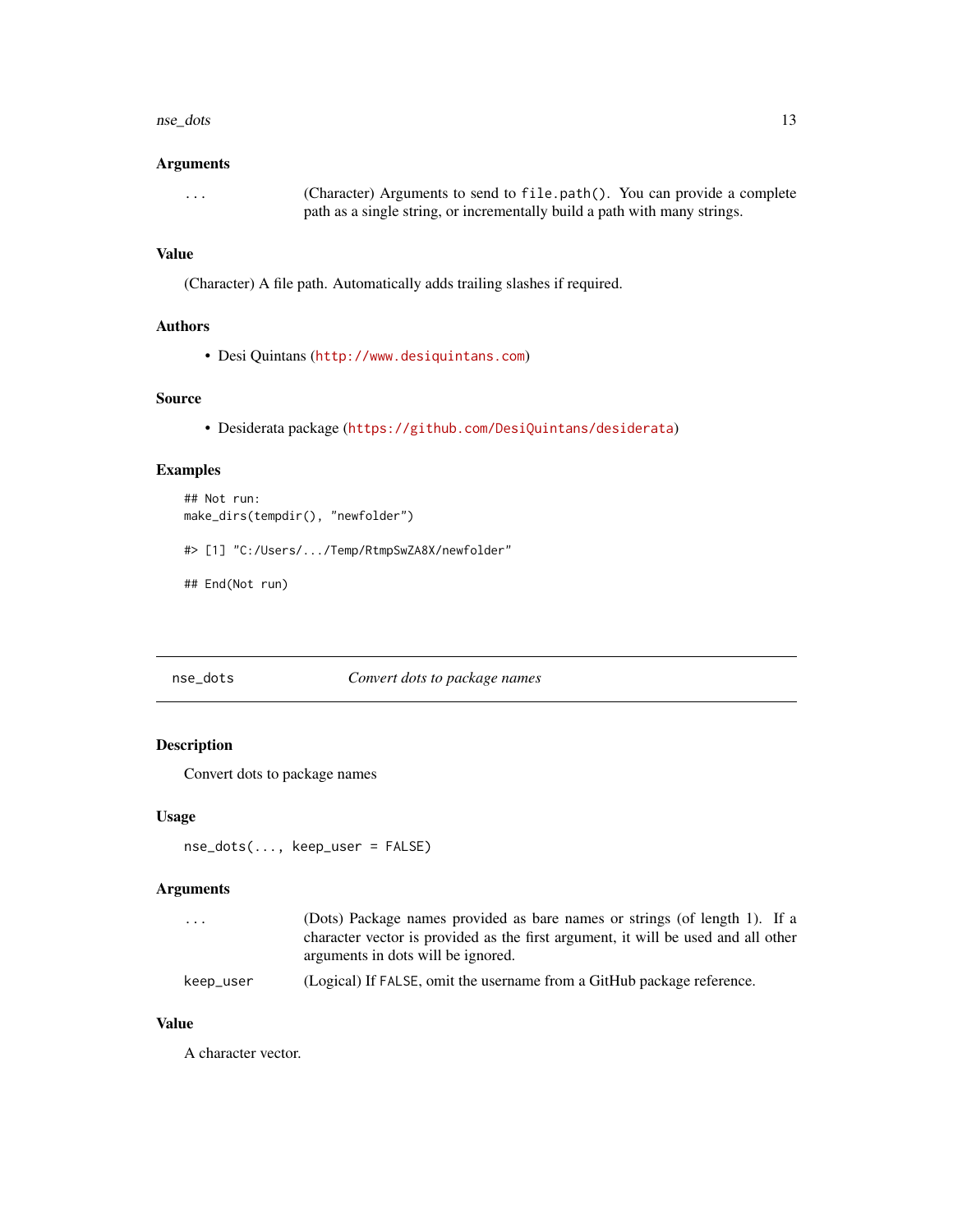### Arguments

| | |
|---|---|
| ... | (Character) Arguments to send to `file.path()`. You can provide a complete path as a single string, or incrementally build a path with many strings. |

### Value

(Character) A file path. Automatically adds trailing slashes if required.

### Authors

- Desi Quintans (http://www.desiquintans.com)

### Source

- Desiderata package (https://github.com/DesiQuintans/desiderata)

### Examples

```
## Not run:
make_dirs(tempdir(), "newfolder")

#> [1] "C:/Users/.../Temp/RtmpSwZA8X/newfolder"

## End(Not run)
```

---

## nse_dots — *Convert dots to package names*

---

### Description

Convert dots to package names

### Usage

```
nse_dots(..., keep_user = FALSE)
```

### Arguments

| | |
|---|---|
| ... | (Dots) Package names provided as bare names or strings (of length 1). If a character vector is provided as the first argument, it will be used and all other arguments in dots will be ignored. |
| keep_user | (Logical) If `FALSE`, omit the username from a GitHub package reference. |

### Value

A character vector.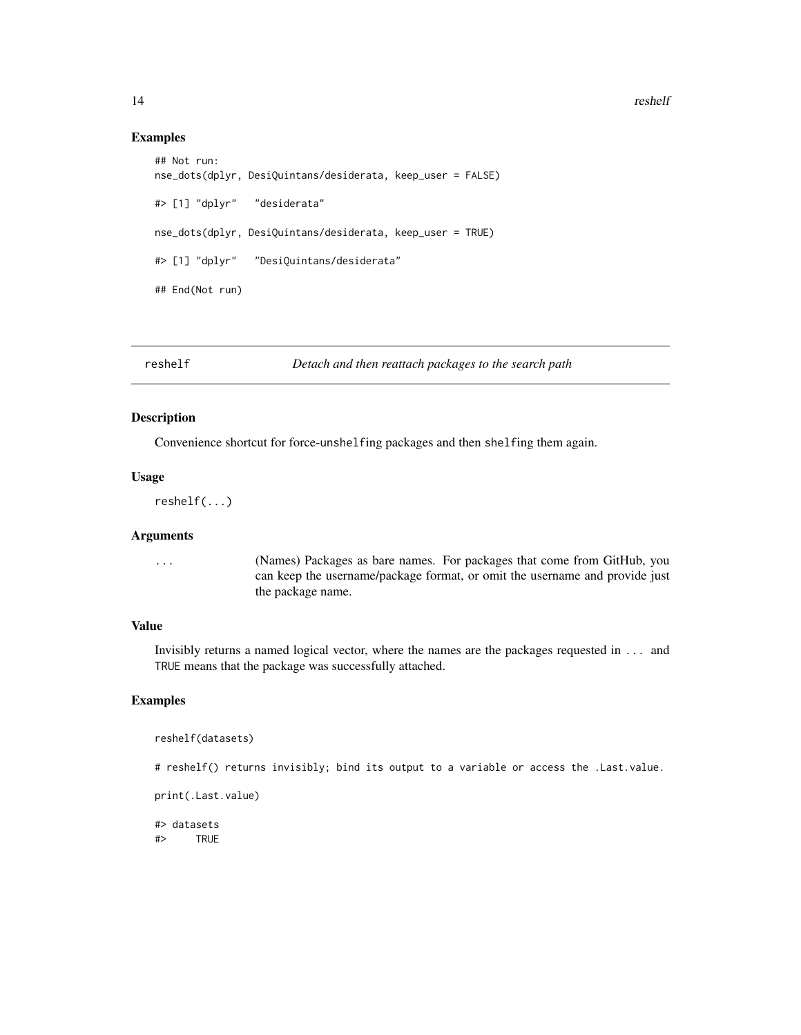### Examples

```
## Not run:
nse_dots(dplyr, DesiQuintans/desiderata, keep_user = FALSE)

#> [1] "dplyr"   "desiderata"

nse_dots(dplyr, DesiQuintans/desiderata, keep_user = TRUE)

#> [1] "dplyr"   "DesiQuintans/desiderata"

## End(Not run)
```

---

## reshelf — *Detach and then reattach packages to the search path*

### Description

Convenience shortcut for force-unshelfing packages and then shelfing them again.

### Usage

```
reshelf(...)
```

### Arguments

| | |
|---|---|
| ... | (Names) Packages as bare names. For packages that come from GitHub, you can keep the username/package format, or omit the username and provide just the package name. |

### Value

Invisibly returns a named logical vector, where the names are the packages requested in ... and TRUE means that the package was successfully attached.

### Examples

```
reshelf(datasets)

# reshelf() returns invisibly; bind its output to a variable or access the .Last.value.

print(.Last.value)

#> datasets
#>     TRUE
```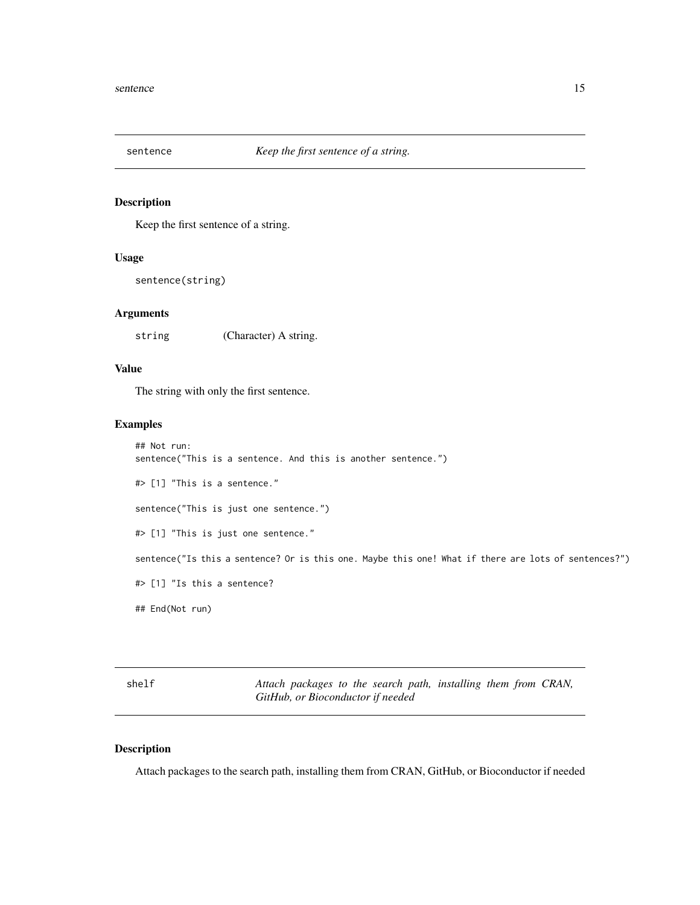## sentence — *Keep the first sentence of a string.*

### Description

Keep the first sentence of a string.

### Usage

```
sentence(string)
```

### Arguments

| | |
|---|---|
| `string` | (Character) A string. |

### Value

The string with only the first sentence.

### Examples

```
## Not run:
sentence("This is a sentence. And this is another sentence.")

#> [1] "This is a sentence."

sentence("This is just one sentence.")

#> [1] "This is just one sentence."

sentence("Is this a sentence? Or is this one. Maybe this one! What if there are lots of sentences?")

#> [1] "Is this a sentence?

## End(Not run)
```

## shelf — *Attach packages to the search path, installing them from CRAN, GitHub, or Bioconductor if needed*

### Description

Attach packages to the search path, installing them from CRAN, GitHub, or Bioconductor if needed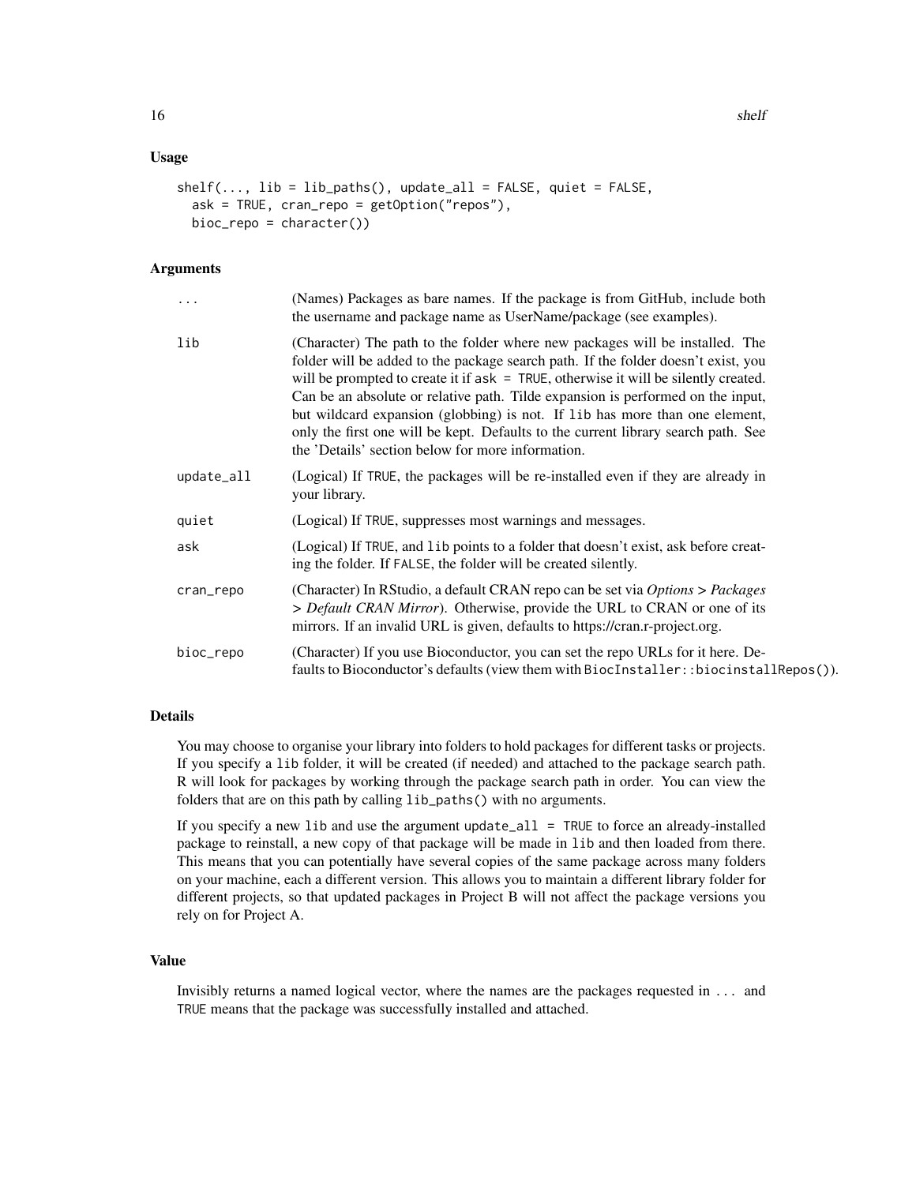### Usage

```
shelf(..., lib = lib_paths(), update_all = FALSE, quiet = FALSE,
  ask = TRUE, cran_repo = getOption("repos"),
  bioc_repo = character())
```

### Arguments

| | |
|---|---|
| ... | (Names) Packages as bare names. If the package is from GitHub, include both the username and package name as UserName/package (see examples). |
| lib | (Character) The path to the folder where new packages will be installed. The folder will be added to the package search path. If the folder doesn't exist, you will be prompted to create it if `ask = TRUE`, otherwise it will be silently created. Can be an absolute or relative path. Tilde expansion is performed on the input, but wildcard expansion (globbing) is not. If `lib` has more than one element, only the first one will be kept. Defaults to the current library search path. See the 'Details' section below for more information. |
| update_all | (Logical) If `TRUE`, the packages will be re-installed even if they are already in your library. |
| quiet | (Logical) If `TRUE`, suppresses most warnings and messages. |
| ask | (Logical) If `TRUE`, and `lib` points to a folder that doesn't exist, ask before creating the folder. If `FALSE`, the folder will be created silently. |
| cran_repo | (Character) In RStudio, a default CRAN repo can be set via *Options > Packages > Default CRAN Mirror*). Otherwise, provide the URL to CRAN or one of its mirrors. If an invalid URL is given, defaults to https://cran.r-project.org. |
| bioc_repo | (Character) If you use Bioconductor, you can set the repo URLs for it here. Defaults to Bioconductor's defaults (view them with `BiocInstaller::biocinstallRepos()`). |

### Details

You may choose to organise your library into folders to hold packages for different tasks or projects. If you specify a `lib` folder, it will be created (if needed) and attached to the package search path. R will look for packages by working through the package search path in order. You can view the folders that are on this path by calling `lib_paths()` with no arguments.

If you specify a new `lib` and use the argument `update_all = TRUE` to force an already-installed package to reinstall, a new copy of that package will be made in `lib` and then loaded from there. This means that you can potentially have several copies of the same package across many folders on your machine, each a different version. This allows you to maintain a different library folder for different projects, so that updated packages in Project B will not affect the package versions you rely on for Project A.

### Value

Invisibly returns a named logical vector, where the names are the packages requested in `...` and `TRUE` means that the package was successfully installed and attached.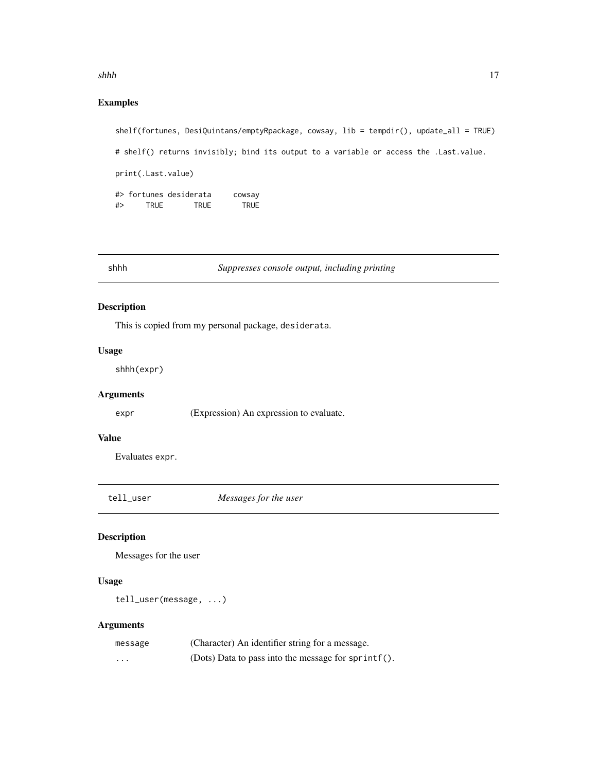## Examples

```
shelf(fortunes, DesiQuintans/emptyRpackage, cowsay, lib = tempdir(), update_all = TRUE)

# shelf() returns invisibly; bind its output to a variable or access the .Last.value.

print(.Last.value)

#> fortunes desiderata     cowsay
#>     TRUE       TRUE       TRUE
```

---

# shhh — *Suppresses console output, including printing*

### Description

This is copied from my personal package, desiderata.

### Usage

```
shhh(expr)
```

### Arguments

| | |
|---|---|
| expr | (Expression) An expression to evaluate. |

### Value

Evaluates expr.

---

# tell_user — *Messages for the user*

### Description

Messages for the user

### Usage

```
tell_user(message, ...)
```

### Arguments

| | |
|---|---|
| message | (Character) An identifier string for a message. |
| ... | (Dots) Data to pass into the message for sprintf(). |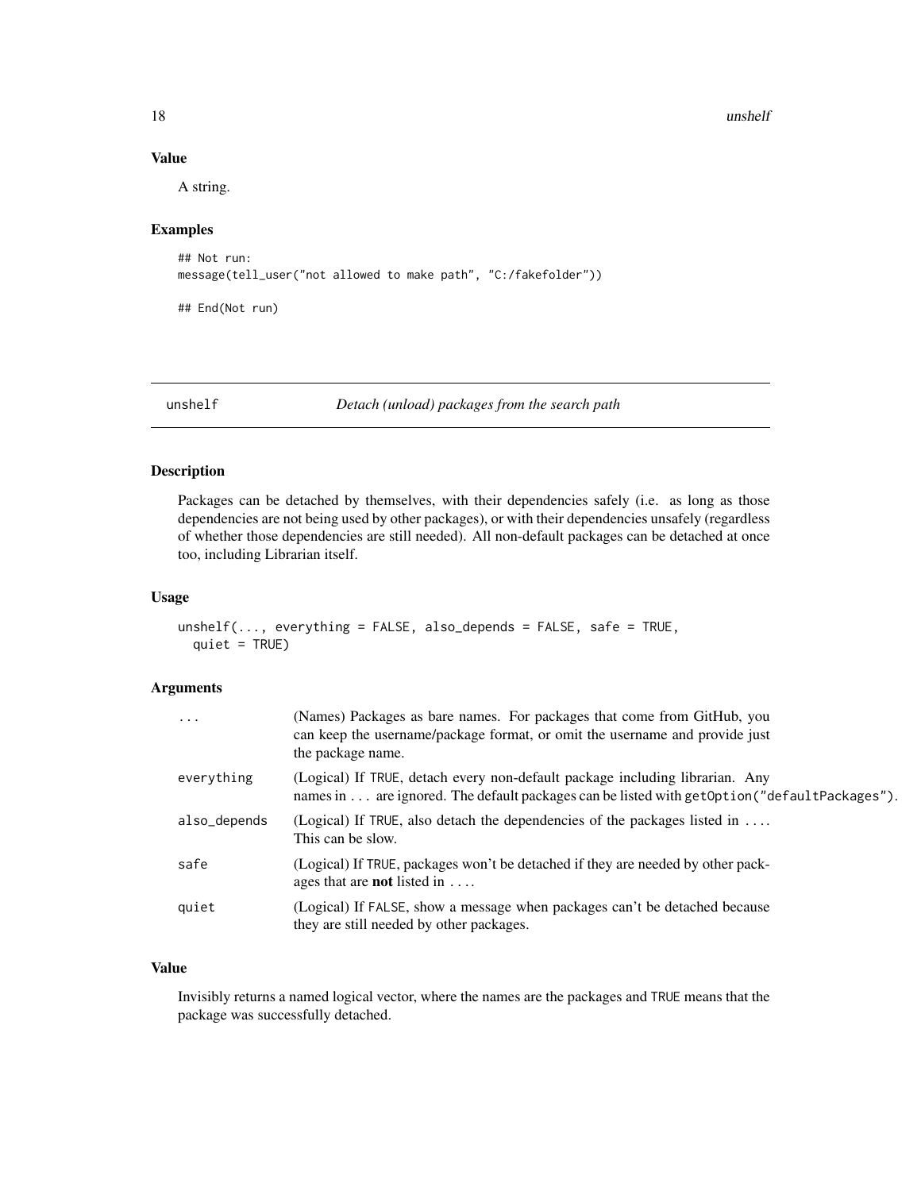### Value

A string.

### Examples

```
## Not run:
message(tell_user("not allowed to make path", "C:/fakefolder"))

## End(Not run)
```

---

## unshelf *Detach (unload) packages from the search path*

---

### Description

Packages can be detached by themselves, with their dependencies safely (i.e. as long as those dependencies are not being used by other packages), or with their dependencies unsafely (regardless of whether those dependencies are still needed). All non-default packages can be detached at once too, including Librarian itself.

### Usage

```
unshelf(..., everything = FALSE, also_depends = FALSE, safe = TRUE,
  quiet = TRUE)
```

### Arguments

| | |
|---|---|
| `...` | (Names) Packages as bare names. For packages that come from GitHub, you can keep the username/package format, or omit the username and provide just the package name. |
| `everything` | (Logical) If `TRUE`, detach every non-default package including librarian. Any names in ... are ignored. The default packages can be listed with `getOption("defaultPackages")`. |
| `also_depends` | (Logical) If `TRUE`, also detach the dependencies of the packages listed in .... This can be slow. |
| `safe` | (Logical) If `TRUE`, packages won't be detached if they are needed by other packages that are **not** listed in .... |
| `quiet` | (Logical) If `FALSE`, show a message when packages can't be detached because they are still needed by other packages. |

### Value

Invisibly returns a named logical vector, where the names are the packages and `TRUE` means that the package was successfully detached.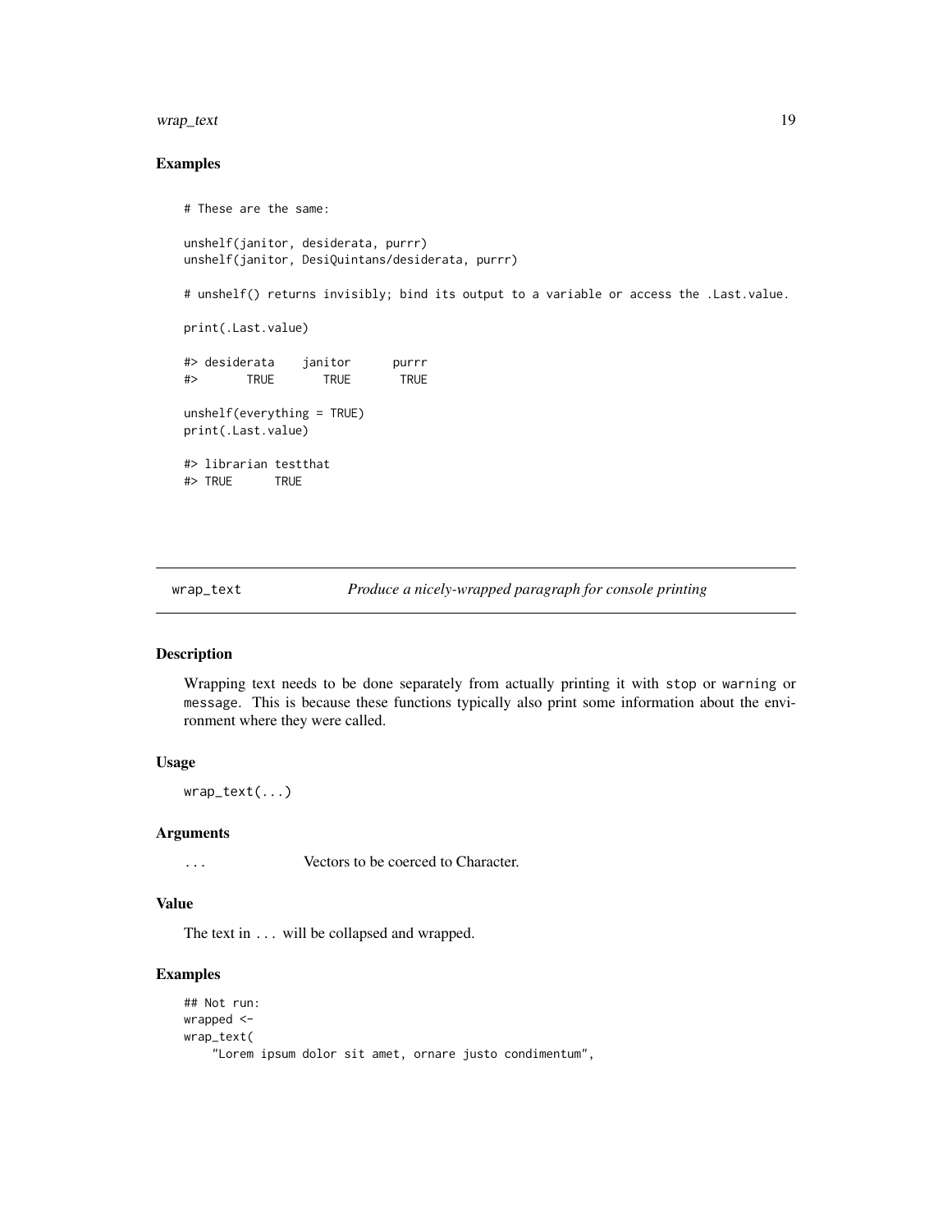## Examples

```
# These are the same:

unshelf(janitor, desiderata, purrr)
unshelf(janitor, DesiQuintans/desiderata, purrr)

# unshelf() returns invisibly; bind its output to a variable or access the .Last.value.

print(.Last.value)

#> desiderata    janitor      purrr
#>       TRUE       TRUE       TRUE

unshelf(everything = TRUE)
print(.Last.value)

#> librarian testthat
#> TRUE      TRUE
```

---

`wrap_text` *Produce a nicely-wrapped paragraph for console printing*

## Description

Wrapping text needs to be done separately from actually printing it with `stop` or `warning` or `message`. This is because these functions typically also print some information about the environment where they were called.

## Usage

```
wrap_text(...)
```

## Arguments

| | |
|---|---|
| `...` | Vectors to be coerced to Character. |

## Value

The text in `...` will be collapsed and wrapped.

## Examples

```
## Not run:
wrapped <-
wrap_text(
    "Lorem ipsum dolor sit amet, ornare justo condimentum",
```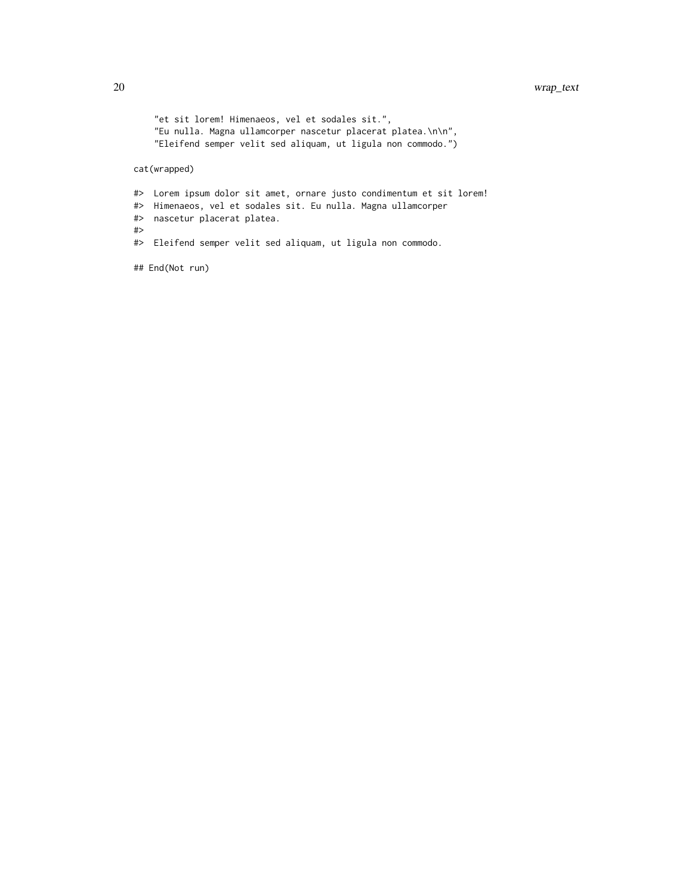```
    "et sit lorem! Himenaeos, vel et sodales sit.",
    "Eu nulla. Magna ullamcorper nascetur placerat platea.\n\n",
    "Eleifend semper velit sed aliquam, ut ligula non commodo.")

cat(wrapped)

#>  Lorem ipsum dolor sit amet, ornare justo condimentum et sit lorem!
#>  Himenaeos, vel et sodales sit. Eu nulla. Magna ullamcorper
#>  nascetur placerat platea.
#>
#>  Eleifend semper velit sed aliquam, ut ligula non commodo.

## End(Not run)
```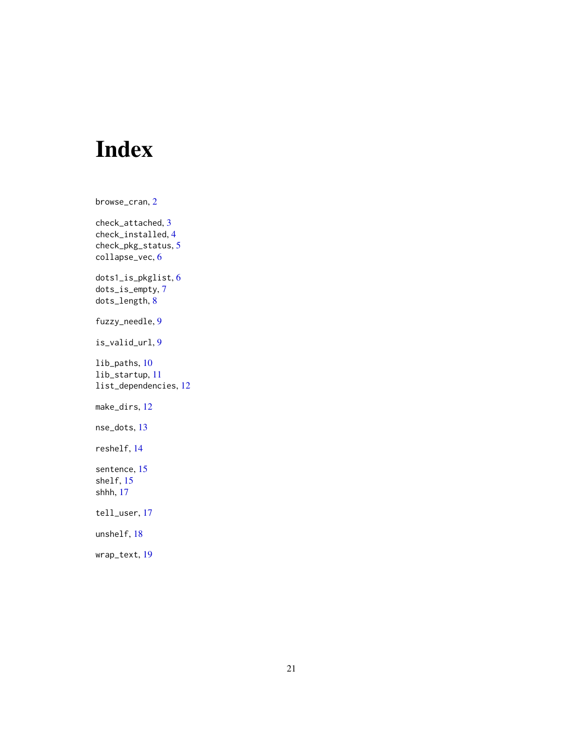# Index

browse_cran, 2

check_attached, 3
check_installed, 4
check_pkg_status, 5
collapse_vec, 6

dots1_is_pkglist, 6
dots_is_empty, 7
dots_length, 8

fuzzy_needle, 9

is_valid_url, 9

lib_paths, 10
lib_startup, 11
list_dependencies, 12

make_dirs, 12

nse_dots, 13

reshelf, 14

sentence, 15
shelf, 15
shhh, 17

tell_user, 17

unshelf, 18

wrap_text, 19